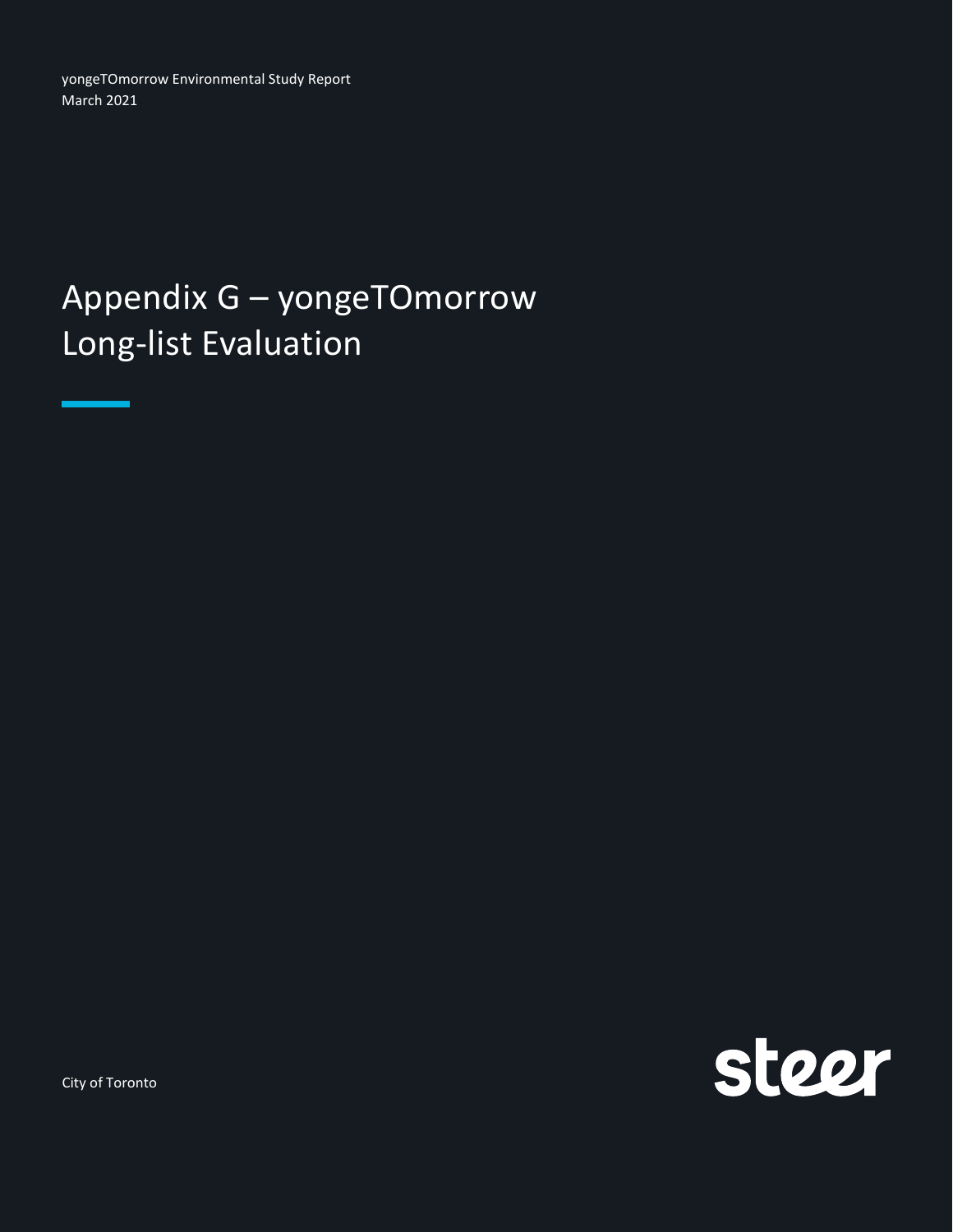yongeTOmorrow Environmental Study Report
March 2021

# Appendix G – yongeTOmorrow Long-list Evaluation

City of Toronto

steer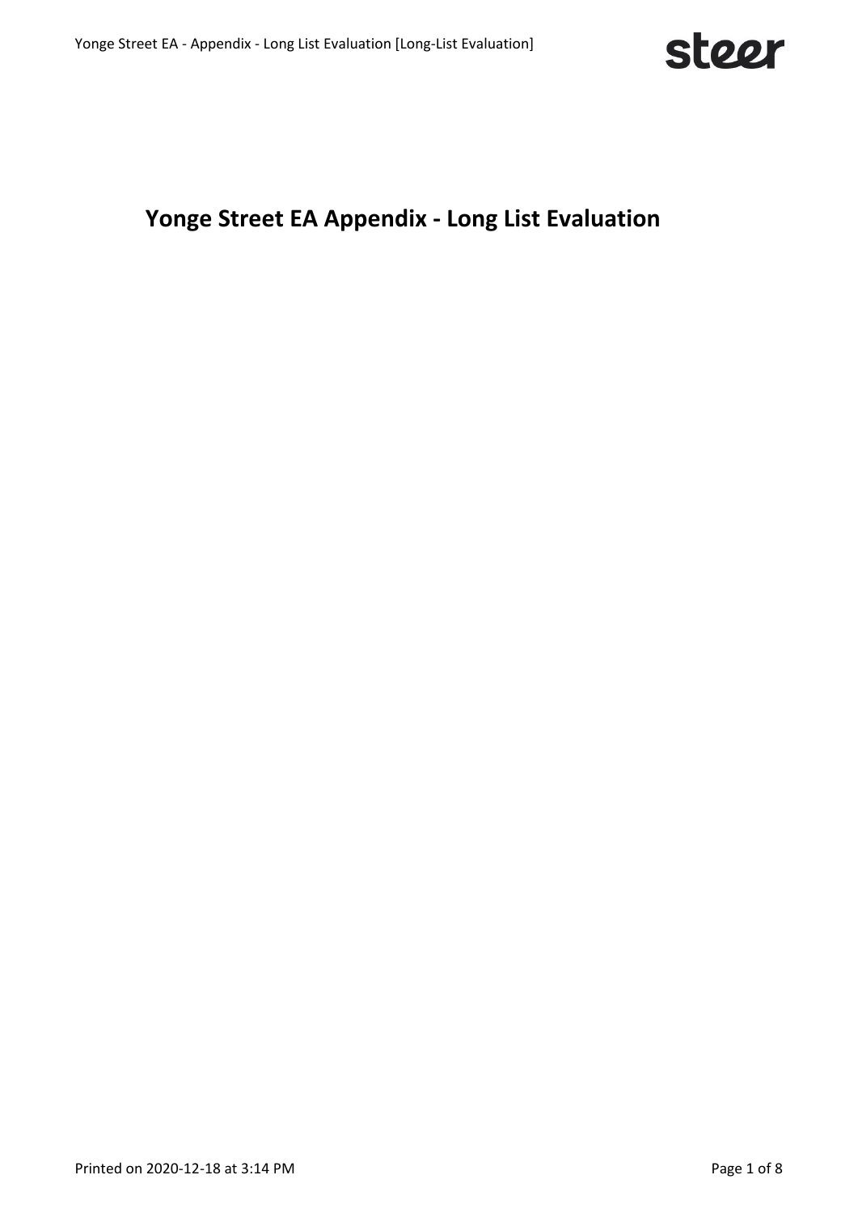# Yonge Street EA Appendix - Long List Evaluation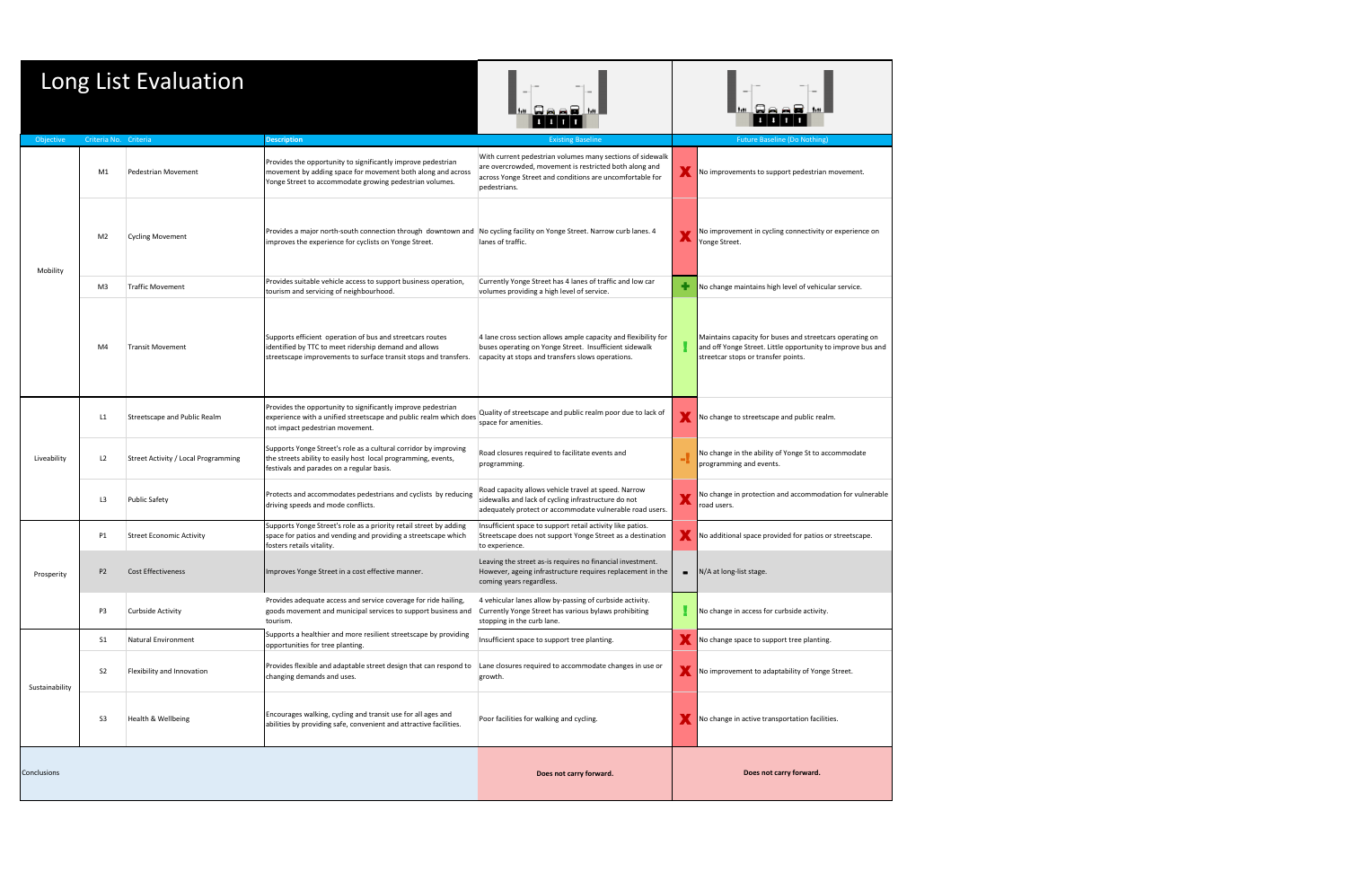# Long List Evaluation

| Objective | Criteria No. | Criteria | Description | Existing Baseline | | Future Baseline (Do Nothing) |
|---|---|---|---|---|---|---|
| Mobility | M1 | Pedestrian Movement | Provides the opportunity to significantly improve pedestrian movement by adding space for movement both along and across Yonge Street to accommodate growing pedestrian volumes. | With current pedestrian volumes many sections of sidewalk are overcrowded, movement is restricted both along and across Yonge Street and conditions are uncomfortable for pedestrians. | X | No improvements to support pedestrian movement. |
| | M2 | Cycling Movement | Provides a major north-south connection through downtown and improves the experience for cyclists on Yonge Street. | No cycling facility on Yonge Street. Narrow curb lanes. 4 lanes of traffic. | X | No improvement in cycling connectivity or experience on Yonge Street. |
| | M3 | Traffic Movement | Provides suitable vehicle access to support business operation, tourism and servicing of neighbourhood. | Currently Yonge Street has 4 lanes of traffic and low car volumes providing a high level of service. | + | No change maintains high level of vehicular service. |
| | M4 | Transit Movement | Supports efficient operation of bus and streetcars routes identified by TTC to meet ridership demand and allows streetscape improvements to surface transit stops and transfers. | 4 lane cross section allows ample capacity and flexibility for buses operating on Yonge Street. Insufficient sidewalk capacity at stops and transfers slows operations. | ! | Maintains capacity for buses and streetcars operating on and off Yonge Street. Little opportunity to improve bus and streetcar stops or transfer points. |
| Liveability | L1 | Streetscape and Public Realm | Provides the opportunity to significantly improve pedestrian experience with a unified streetscape and public realm which does not impact pedestrian movement. | Quality of streetscape and public realm poor due to lack of space for amenities. | X | No change to streetscape and public realm. |
| | L2 | Street Activity / Local Programming | Supports Yonge Street's role as a cultural corridor by improving the streets ability to easily host local programming, events, festivals and parades on a regular basis. | Road closures required to facilitate events and programming. | -! | No change in the ability of Yonge St to accommodate programming and events. |
| | L3 | Public Safety | Protects and accommodates pedestrians and cyclists by reducing driving speeds and mode conflicts. | Road capacity allows vehicle travel at speed. Narrow sidewalks and lack of cycling infrastructure do not adequately protect or accommodate vulnerable road users. | X | No change in protection and accommodation for vulnerable road users. |
| Prosperity | P1 | Street Economic Activity | Supports Yonge Street's role as a priority retail street by adding space for patios and vending and providing a streetscape which fosters retails vitality. | Insufficient space to support retail activity like patios. Streetscape does not support Yonge Street as a destination to experience. | X | No additional space provided for patios or streetscape. |
| | P2 | Cost Effectiveness | Improves Yonge Street in a cost effective manner. | Leaving the street as-is requires no financial investment. However, ageing infrastructure requires replacement in the coming years regardless. | - | N/A at long-list stage. |
| | P3 | Curbside Activity | Provides adequate access and service coverage for ride hailing, goods movement and municipal services to support business and tourism. | 4 vehicular lanes allow by-passing of curbside activity. Currently Yonge Street has various bylaws prohibiting stopping in the curb lane. | ! | No change in access for curbside activity. |
| Sustainability | S1 | Natural Environment | Supports a healthier and more resilient streetscape by providing opportunities for tree planting. | Insufficient space to support tree planting. | X | No change space to support tree planting. |
| | S2 | Flexibility and Innovation | Provides flexible and adaptable street design that can respond to changing demands and uses. | Lane closures required to accommodate changes in use or growth. | X | No improvement to adaptability of Yonge Street. |
| | S3 | Health & Wellbeing | Encourages walking, cycling and transit use for all ages and abilities by providing safe, convenient and attractive facilities. | Poor facilities for walking and cycling. | X | No change in active transportation facilities. |
| Conclusions | | | | **Does not carry forward.** | | **Does not carry forward.** |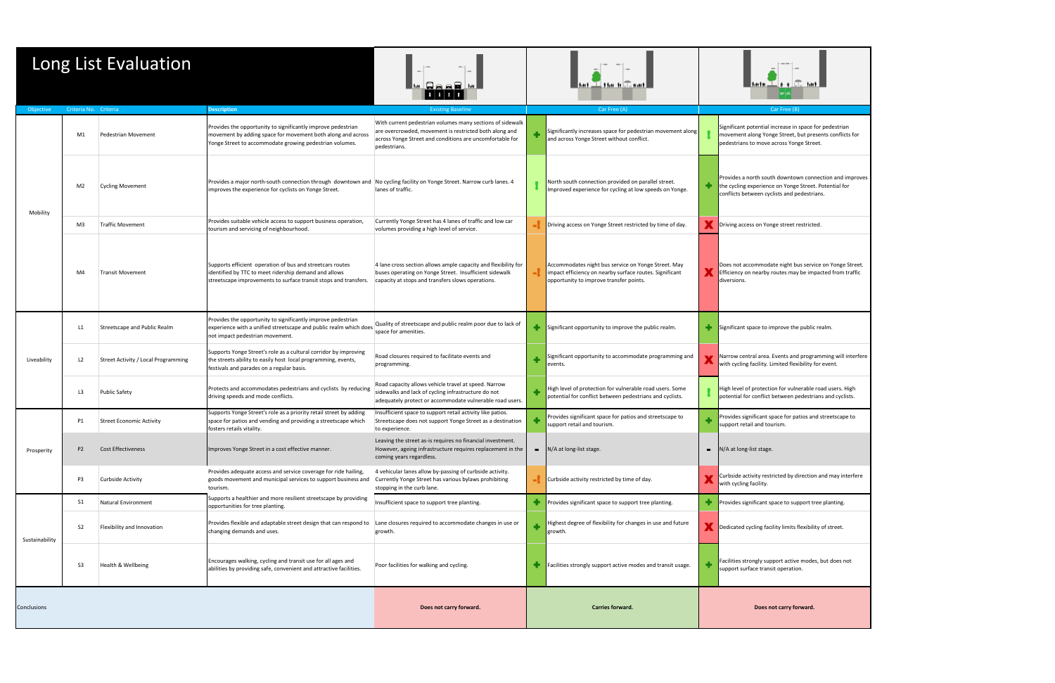# Long List Evaluation

| Objective | Criteria No. | Criteria | Description | Existing Baseline | Car Free (A) | | Car Free (B) | |
|---|---|---|---|---|---|---|---|---|
| Mobility | M1 | Pedestrian Movement | Provides the opportunity to significantly improve pedestrian movement by adding space for movement both along and across Yonge Street to accommodate growing pedestrian volumes. | With current pedestrian volumes many sections of sidewalk are overcrowded, movement is restricted both along and across Yonge Street and conditions are uncomfortable for pedestrians. | + | Significantly increases space for pedestrian movement along and across Yonge Street without conflict. | ! | Significant potential increase in space for pedestrian movement along Yonge Street, but presents conflicts for pedestrians to move across Yonge Street. |
| | M2 | Cycling Movement | Provides a major north-south connection through downtown and improves the experience for cyclists on Yonge Street. | No cycling facility on Yonge Street. Narrow curb lanes. 4 lanes of traffic. | ! | North south connection provided on parallel street. Improved experience for cycling at low speeds on Yonge. | + | Provides a north south downtown connection and improves the cycling experience on Yonge Street. Potential for conflicts between cyclists and pedestrians. |
| | M3 | Traffic Movement | Provides suitable vehicle access to support business operation, tourism and servicing of neighbourhood. | Currently Yonge Street has 4 lanes of traffic and low car volumes providing a high level of service. | -! | Driving access on Yonge Street restricted by time of day. | X | Driving access on Yonge street restricted. |
| | M4 | Transit Movement | Supports efficient operation of bus and streetcars routes identified by TTC to meet ridership demand and allows streetscape improvements to surface transit stops and transfers. | 4 lane cross section allows ample capacity and flexibility for buses operating on Yonge Street. Insufficient sidewalk capacity at stops and transfers slows operations. | -! | Accommodates night bus service on Yonge Street. May impact efficiency on nearby surface routes. Significant opportunity to improve transfer points. | X | Does not accommodate night bus service on Yonge Street. Efficiency on nearby routes may be impacted from traffic diversions. |
| Liveability | L1 | Streetscape and Public Realm | Provides the opportunity to significantly improve pedestrian experience with a unified streetscape and public realm which does not impact pedestrian movement. | Quality of streetscape and public realm poor due to lack of space for amenities. | + | Significant opportunity to improve the public realm. | + | Significant space to improve the public realm. |
| | L2 | Street Activity / Local Programming | Supports Yonge Street's role as a cultural corridor by improving the streets ability to easily host local programming, events, festivals and parades on a regular basis. | Road closures required to facilitate events and programming. | + | Significant opportunity to accommodate programming and events. | X | Narrow central area. Events and programming will interfere with cycling facility. Limited flexibility for event. |
| | L3 | Public Safety | Protects and accommodates pedestrians and cyclists by reducing driving speeds and mode conflicts. | Road capacity allows vehicle travel at speed. Narrow sidewalks and lack of cycling infrastructure do not adequately protect or accommodate vulnerable road users. | + | High level of protection for vulnerable road users. Some potential for conflict between pedestrians and cyclists. | ! | High level of protection for vulnerable road users. High potential for conflict between pedestrians and cyclists. |
| Prosperity | P1 | Street Economic Activity | Supports Yonge Street's role as a priority retail street by adding space for patios and vending and providing a streetscape which fosters retails vitality. | Insufficient space to support retail activity like patios. Streetscape does not support Yonge Street as a destination to experience. | + | Provides significant space for patios and streetscape to support retail and tourism. | + | Provides significant space for patios and streetscape to support retail and tourism. |
| | P2 | Cost Effectiveness | Improves Yonge Street in a cost effective manner. | Leaving the street as-is requires no financial investment. However, ageing infrastructure requires replacement in the coming years regardless. | - | N/A at long-list stage. | - | N/A at long-list stage. |
| | P3 | Curbside Activity | Provides adequate access and service coverage for ride hailing, goods movement and municipal services to support business and tourism. | 4 vehicular lanes allow by-passing of curbside activity. Currently Yonge Street has various bylaws prohibiting stopping in the curb lane. | -! | Curbside activity restricted by time of day. | X | Curbside activity restricted by direction and may interfere with cycling facility. |
| Sustainability | S1 | Natural Environment | Supports a healthier and more resilient streetscape by providing opportunities for tree planting. | Insufficient space to support tree planting. | + | Provides significant space to support tree planting. | + | Provides significant space to support tree planting. |
| | S2 | Flexibility and Innovation | Provides flexible and adaptable street design that can respond to changing demands and uses. | Lane closures required to accommodate changes in use or growth. | + | Highest degree of flexibility for changes in use and future growth. | X | Dedicated cycling facility limits flexibility of street. |
| | S3 | Health & Wellbeing | Encourages walking, cycling and transit use for all ages and abilities by providing safe, convenient and attractive facilities. | Poor facilities for walking and cycling. | + | Facilities strongly support active modes and transit usage. | + | Facilities strongly support active modes, but does not support surface transit operation. |
| Conclusions | | | | **Does not carry forward.** | | **Carries forward.** | | **Does not carry forward.** |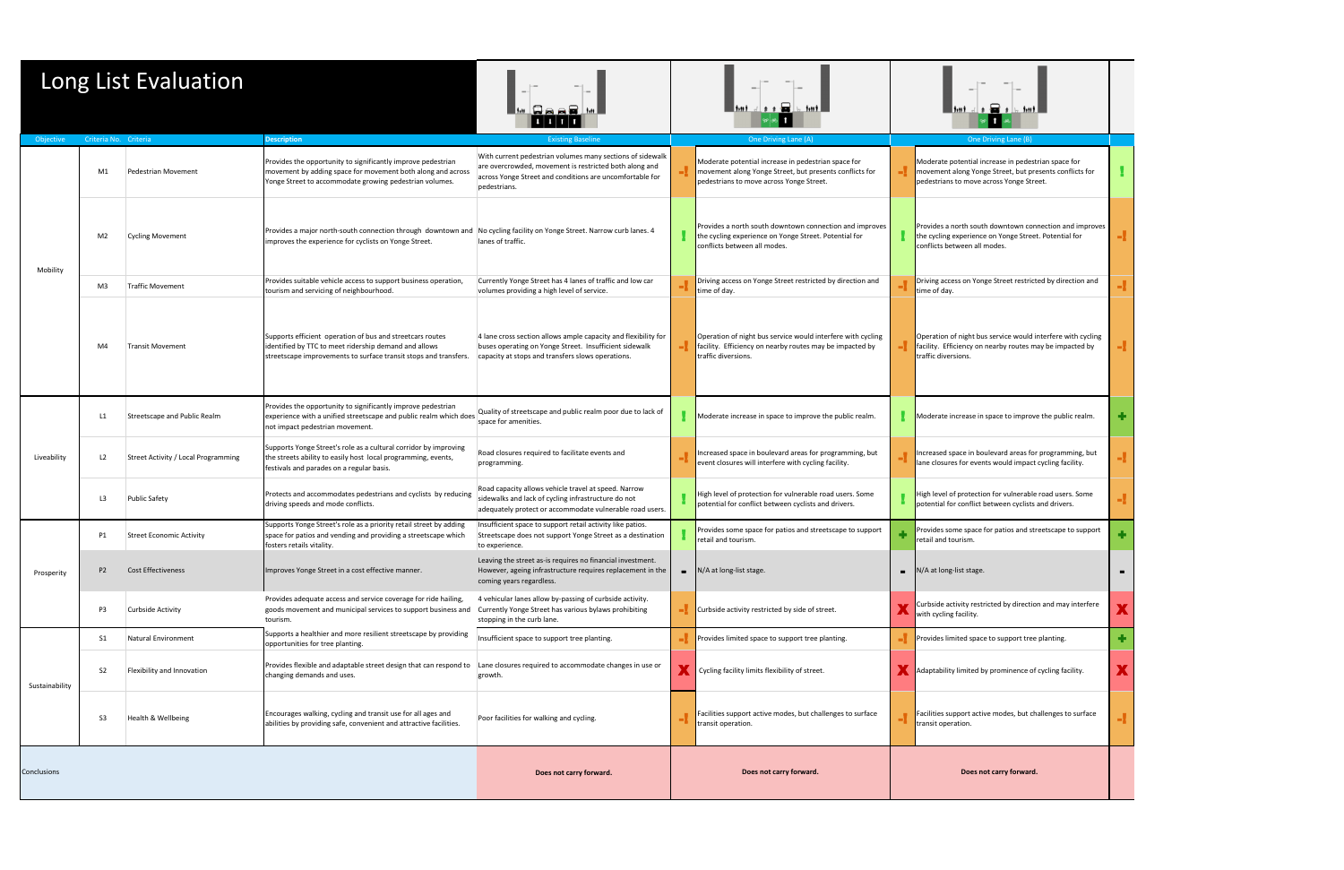# Long List Evaluation

| Objective | Criteria No. | Criteria | Description | Existing Baseline | | One Driving Lane (A) | | One Driving Lane (B) | |
|---|---|---|---|---|---|---|---|---|---|
| Mobility | M1 | Pedestrian Movement | Provides the opportunity to significantly improve pedestrian movement by adding space for movement both along and across Yonge Street to accommodate growing pedestrian volumes. | With current pedestrian volumes many sections of sidewalk are overcrowded, movement is restricted both along and across Yonge Street and conditions are uncomfortable for pedestrians. | -! | Moderate potential increase in pedestrian space for movement along Yonge Street, but presents conflicts for pedestrians to move across Yonge Street. | -! | Moderate potential increase in pedestrian space for movement along Yonge Street, but presents conflicts for pedestrians to move across Yonge Street. | ! |
| | M2 | Cycling Movement | Provides a major north-south connection through downtown and improves the experience for cyclists on Yonge Street. | No cycling facility on Yonge Street. Narrow curb lanes. 4 lanes of traffic. | ! | Provides a north south downtown connection and improves the cycling experience on Yonge Street. Potential for conflicts between all modes. | ! | Provides a north south downtown connection and improves the cycling experience on Yonge Street. Potential for conflicts between all modes. | -! |
| | M3 | Traffic Movement | Provides suitable vehicle access to support business operation, tourism and servicing of neighbourhood. | Currently Yonge Street has 4 lanes of traffic and low car volumes providing a high level of service. | -! | Driving access on Yonge Street restricted by direction and time of day. | -! | Driving access on Yonge Street restricted by direction and time of day. | -! |
| | M4 | Transit Movement | Supports efficient operation of bus and streetcars routes identified by TTC to meet ridership demand and allows streetscape improvements to surface transit stops and transfers. | 4 lane cross section allows ample capacity and flexibility for buses operating on Yonge Street. Insufficient sidewalk capacity at stops and transfers slows operations. | -! | Operation of night bus service would interfere with cycling facility. Efficiency on nearby routes may be impacted by traffic diversions. | -! | Operation of night bus service would interfere with cycling facility. Efficiency on nearby routes may be impacted by traffic diversions. | -! |
| Liveability | L1 | Streetscape and Public Realm | Provides the opportunity to significantly improve pedestrian experience with a unified streetscape and public realm which does not impact pedestrian movement. | Quality of streetscape and public realm poor due to lack of space for amenities. | ! | Moderate increase in space to improve the public realm. | ! | Moderate increase in space to improve the public realm. | + |
| | L2 | Street Activity / Local Programming | Supports Yonge Street's role as a cultural corridor by improving the streets ability to easily host local programming, events, festivals and parades on a regular basis. | Road closures required to facilitate events and programming. | -! | Increased space in boulevard areas for programming, but event closures will interfere with cycling facility. | -! | Increased space in boulevard areas for programming, but lane closures for events would impact cycling facility. | -! |
| | L3 | Public Safety | Protects and accommodates pedestrians and cyclists by reducing driving speeds and mode conflicts. | Road capacity allows vehicle travel at speed. Narrow sidewalks and lack of cycling infrastructure do not adequately protect or accommodate vulnerable road users. | ! | High level of protection for vulnerable road users. Some potential for conflict between cyclists and drivers. | ! | High level of protection for vulnerable road users. Some potential for conflict between cyclists and drivers. | -! |
| Prosperity | P1 | Street Economic Activity | Supports Yonge Street's role as a priority retail street by adding space for patios and vending and providing a streetscape which fosters retails vitality. | Insufficient space to support retail activity like patios. Streetscape does not support Yonge Street as a destination to experience. | ! | Provides some space for patios and streetscape to support retail and tourism. | + | Provides some space for patios and streetscape to support retail and tourism. | + |
| | P2 | Cost Effectiveness | Improves Yonge Street in a cost effective manner. | Leaving the street as-is requires no financial investment. However, ageing infrastructure requires replacement in the coming years regardless. | - | N/A at long-list stage. | - | N/A at long-list stage. | - |
| | P3 | Curbside Activity | Provides adequate access and service coverage for ride hailing, goods movement and municipal services to support business and tourism. | 4 vehicular lanes allow by-passing of curbside activity. Currently Yonge Street has various bylaws prohibiting stopping in the curb lane. | -! | Curbside activity restricted by side of street. | X | Curbside activity restricted by direction and may interfere with cycling facility. | X |
| Sustainability | S1 | Natural Environment | Supports a healthier and more resilient streetscape by providing opportunities for tree planting. | Insufficient space to support tree planting. | -! | Provides limited space to support tree planting. | -! | Provides limited space to support tree planting. | + |
| | S2 | Flexibility and Innovation | Provides flexible and adaptable street design that can respond to changing demands and uses. | Lane closures required to accommodate changes in use or growth. | X | Cycling facility limits flexibility of street. | X | Adaptability limited by prominence of cycling facility. | X |
| | S3 | Health & Wellbeing | Encourages walking, cycling and transit use for all ages and abilities by providing safe, convenient and attractive facilities. | Poor facilities for walking and cycling. | -! | Facilities support active modes, but challenges to surface transit operation. | -! | Facilities support active modes, but challenges to surface transit operation. | -! |
| Conclusions | | | | **Does not carry forward.** | | **Does not carry forward.** | | **Does not carry forward.** | |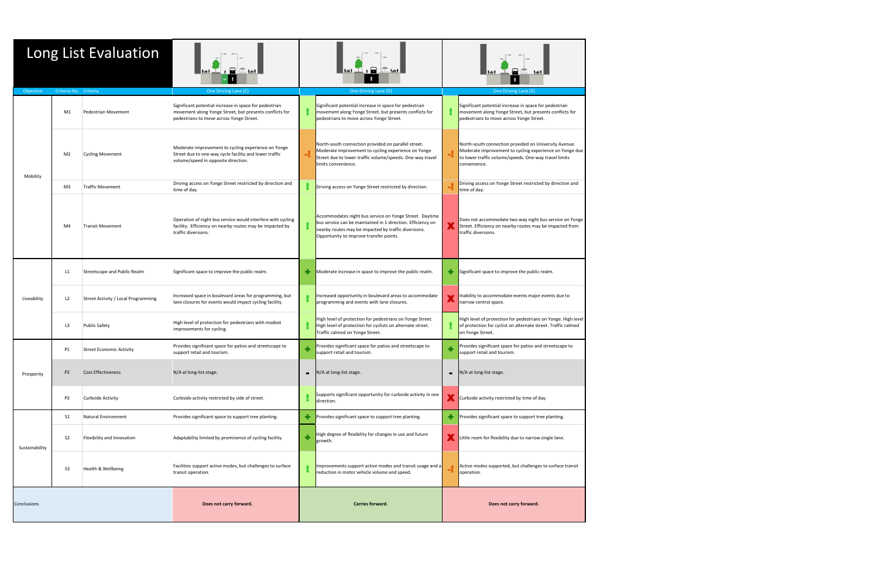# Long List Evaluation

| Objective | Criteria No. | Criteria | One Driving Lane (C) | | One Driving Lane (D) | | One Driving Lane (E) |
|---|---|---|---|---|---|---|---|
| Mobility | M1 | Pedestrian Movement | Significant potential increase in space for pedestrian movement along Yonge Street, but presents conflicts for pedestrians to move across Yonge Street. | ! | Significant potential increase in space for pedestrian movement along Yonge Street, but presents conflicts for pedestrians to move across Yonge Street. | ! | Significant potential increase in space for pedestrian movement along Yonge Street, but presents conflicts for pedestrians to move across Yonge Street. |
| | M2 | Cycling Movement | Moderate improvement to cycling experience on Yonge Street due to one-way cycle facility and lower traffic volume/speed in opposite direction. | -! | North-south connection provided on parallel street. Moderate improvement to cycling experience on Yonge Street due to lower traffic volume/speeds. One-way travel limits convenience. | -! | North-south connection provided on University Avenue. Moderate improvement to cycling experience on Yonge due to lower traffic volume/speeds. One-way travel limits convenience. |
| | M3 | Traffic Movement | Driving access on Yonge Street restricted by direction and time of day. | ! | Driving access on Yonge Street restricted by direction. | -! | Driving access on Yonge Street restricted by direction and time of day. |
| | M4 | Transit Movement | Operation of night bus service would interfere with cycling facility. Efficiency on nearby routes may be impacted by traffic diversions. | ! | Accommodates night bus service on Yonge Street. Daytime bus service can be maintained in 1 direction. Efficiency on nearby routes may be impacted by traffic diversions. Opportunity to improve transfer points. | X | Does not accommodate two way night bus service on Yonge Street. Efficiency on nearby routes may be impacted from traffic diversions. |
| Liveability | L1 | Streetscape and Public Realm | Significant space to improve the public realm. | + | Moderate increase in space to improve the public realm. | + | Significant space to improve the public realm. |
| | L2 | Street Activity / Local Programming | Increased space in boulevard areas for programming, but lane closures for events would impact cycling facility. | ! | Increased opportunity in boulevard areas to accommodate programming and events with lane closures. | X | Inability to accommodate events major events due to narrow central space. |
| | L3 | Public Safety | High level of protection for pedestrians with modest improvements for cycling. | ! | High level of protection for pedestrians on Yonge Street. High level of protection for cyclists on alternate street. Traffic calmed on Yonge Street. | ! | High level of protection for pedestrians on Yonge. High level of protection for cyclist on alternate street. Traffic calmed on Yonge Street. |
| Prosperity | P1 | Street Economic Activity | Provides significant space for patios and streetscape to support retail and tourism. | + | Provides significant space for patios and streetscape to support retail and tourism. | + | Provides significant space for patios and streetscape to support retail and tourism. |
| | P2 | Cost Effectiveness | N/A at long-list stage. | - | N/A at long-list stage. | - | N/A at long-list stage. |
| | P3 | Curbside Activity | Curbside activity restricted by side of street. | ! | Supports significant opportunity for curbside activity in one direction. | X | Curbside activity restricted by time of day. |
| Sustainability | S1 | Natural Environment | Provides significant space to support tree planting. | + | Provides significant space to support tree planting. | + | Provides significant space to support tree planting. |
| | S2 | Flexibility and Innovation | Adaptability limited by prominence of cycling facility. | + | High degree of flexibility for changes in use and future growth. | X | Little room for flexibility due to narrow single lane. |
| | S3 | Health & Wellbeing | Facilities support active modes, but challenges to surface transit operation. | ! | Improvements support active modes and transit usage and a reduction in motor vehicle volume and speed. | -! | Active modes supported, but challenges to surface transit operation. |
| Conclusions | | | **Does not carry forward.** | | **Carries forward.** | | **Does not carry forward.** |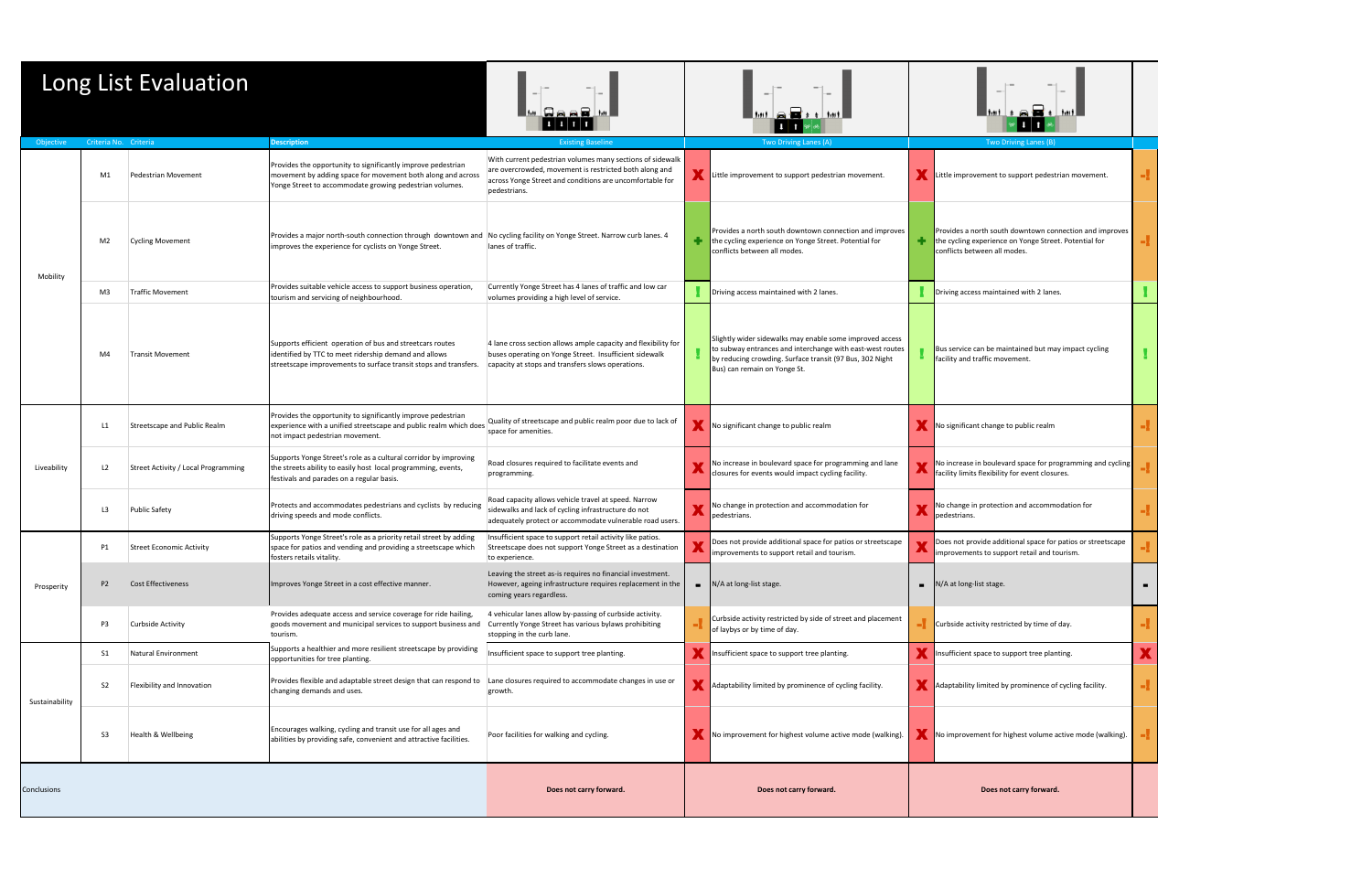# Long List Evaluation

| Objective | Criteria No. | Criteria | Description | Existing Baseline | | Two Driving Lanes (A) | | Two Driving Lanes (B) | |
|---|---|---|---|---|---|---|---|---|---|
| Mobility | M1 | Pedestrian Movement | Provides the opportunity to significantly improve pedestrian movement by adding space for movement both along and across Yonge Street to accommodate growing pedestrian volumes. | With current pedestrian volumes many sections of sidewalk are overcrowded, movement is restricted both along and across Yonge Street and conditions are uncomfortable for pedestrians. | X | Little improvement to support pedestrian movement. | X | Little improvement to support pedestrian movement. | -! |
| | M2 | Cycling Movement | Provides a major north-south connection through downtown and improves the experience for cyclists on Yonge Street. | No cycling facility on Yonge Street. Narrow curb lanes. 4 lanes of traffic. | + | Provides a north south downtown connection and improves the cycling experience on Yonge Street. Potential for conflicts between all modes. | + | Provides a north south downtown connection and improves the cycling experience on Yonge Street. Potential for conflicts between all modes. | -! |
| | M3 | Traffic Movement | Provides suitable vehicle access to support business operation, tourism and servicing of neighbourhood. | Currently Yonge Street has 4 lanes of traffic and low car volumes providing a high level of service. | ! | Driving access maintained with 2 lanes. | ! | Driving access maintained with 2 lanes. | ! |
| | M4 | Transit Movement | Supports efficient operation of bus and streetcars routes identified by TTC to meet ridership demand and allows streetscape improvements to surface transit stops and transfers. | 4 lane cross section allows ample capacity and flexibility for buses operating on Yonge Street. Insufficient sidewalk capacity at stops and transfers slows operations. | ! | Slightly wider sidewalks may enable some improved access to subway entrances and interchange with east-west routes by reducing crowding. Surface transit (97 Bus, 302 Night Bus) can remain on Yonge St. | ! | Bus service can be maintained but may impact cycling facility and traffic movement. | ! |
| Liveability | L1 | Streetscape and Public Realm | Provides the opportunity to significantly improve pedestrian experience with a unified streetscape and public realm which does not impact pedestrian movement. | Quality of streetscape and public realm poor due to lack of space for amenities. | X | No significant change to public realm | X | No significant change to public realm | -! |
| | L2 | Street Activity / Local Programming | Supports Yonge Street's role as a cultural corridor by improving the streets ability to easily host local programming, events, festivals and parades on a regular basis. | Road closures required to facilitate events and programming. | X | No increase in boulevard space for programming and lane closures for events would impact cycling facility. | X | No increase in boulevard space for programming and cycling facility limits flexibility for event closures. | -! |
| | L3 | Public Safety | Protects and accommodates pedestrians and cyclists by reducing driving speeds and mode conflicts. | Road capacity allows vehicle travel at speed. Narrow sidewalks and lack of cycling infrastructure do not adequately protect or accommodate vulnerable road users. | X | No change in protection and accommodation for pedestrians. | X | No change in protection and accommodation for pedestrians. | -! |
| Prosperity | P1 | Street Economic Activity | Supports Yonge Street's role as a priority retail street by adding space for patios and vending and providing a streetscape which fosters retails vitality. | Insufficient space to support retail activity like patios. Streetscape does not support Yonge Street as a destination to experience. | X | Does not provide additional space for patios or streetscape improvements to support retail and tourism. | X | Does not provide additional space for patios or streetscape improvements to support retail and tourism. | -! |
| | P2 | Cost Effectiveness | Improves Yonge Street in a cost effective manner. | Leaving the street as-is requires no financial investment. However, ageing infrastructure requires replacement in the coming years regardless. | - | N/A at long-list stage. | - | N/A at long-list stage. | - |
| | P3 | Curbside Activity | Provides adequate access and service coverage for ride hailing, goods movement and municipal services to support business and tourism. | 4 vehicular lanes allow by-passing of curbside activity. Currently Yonge Street has various bylaws prohibiting stopping in the curb lane. | -! | Curbside activity restricted by side of street and placement of laybys or by time of day. | -! | Curbside activity restricted by time of day. | -! |
| Sustainability | S1 | Natural Environment | Supports a healthier and more resilient streetscape by providing opportunities for tree planting. | Insufficient space to support tree planting. | X | Insufficient space to support tree planting. | X | Insufficient space to support tree planting. | X |
| | S2 | Flexibility and Innovation | Provides flexible and adaptable street design that can respond to changing demands and uses. | Lane closures required to accommodate changes in use or growth. | X | Adaptability limited by prominence of cycling facility. | X | Adaptability limited by prominence of cycling facility. | -! |
| | S3 | Health & Wellbeing | Encourages walking, cycling and transit use for all ages and abilities by providing safe, convenient and attractive facilities. | Poor facilities for walking and cycling. | X | No improvement for highest volume active mode (walking). | X | No improvement for highest volume active mode (walking). | -! |
| Conclusions | | | | Does not carry forward. | | Does not carry forward. | | Does not carry forward. | |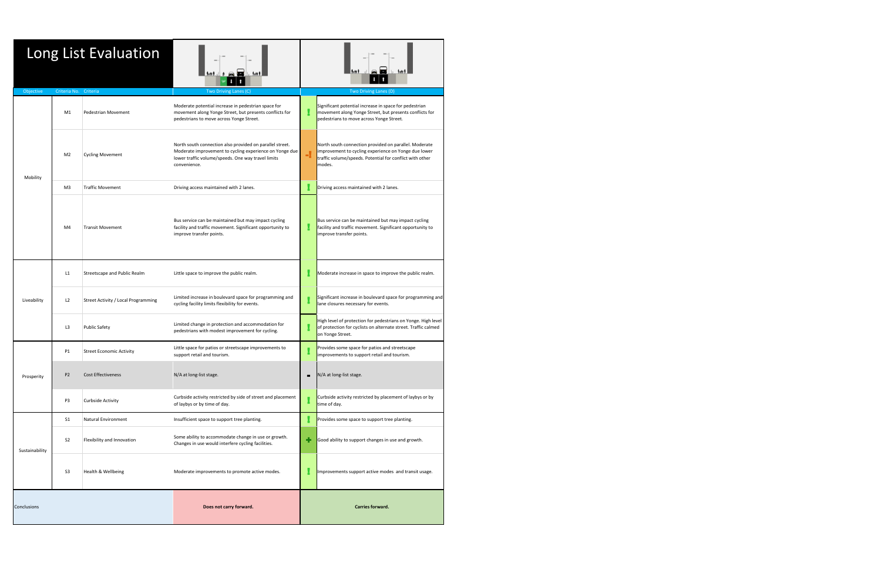# Long List Evaluation

| Objective | Criteria No. | Criteria | Two Driving Lanes (C) | | Two Driving Lanes (D) |
|---|---|---|---|---|---|
| Mobility | M1 | Pedestrian Movement | Moderate potential increase in pedestrian space for movement along Yonge Street, but presents conflicts for pedestrians to move across Yonge Street. | ! | Significant potential increase in space for pedestrian movement along Yonge Street, but presents conflicts for pedestrians to move across Yonge Street. |
| | M2 | Cycling Movement | North south connection also provided on parallel street. Moderate improvement to cycling experience on Yonge due lower traffic volume/speeds. One way travel limits convenience. | -! | North south connection provided on parallel. Moderate improvement to cycling experience on Yonge due lower traffic volume/speeds. Potential for conflict with other modes. |
| | M3 | Traffic Movement | Driving access maintained with 2 lanes. | ! | Driving access maintained with 2 lanes. |
| | M4 | Transit Movement | Bus service can be maintained but may impact cycling facility and traffic movement. Significant opportunity to improve transfer points. | ! | Bus service can be maintained but may impact cycling facility and traffic movement. Significant opportunity to improve transfer points. |
| Liveability | L1 | Streetscape and Public Realm | Little space to improve the public realm. | ! | Moderate increase in space to improve the public realm. |
| | L2 | Street Activity / Local Programming | Limited increase in boulevard space for programming and cycling facility limits flexibility for events. | ! | Significant increase in boulevard space for programming and lane closures necessary for events. |
| | L3 | Public Safety | Limited change in protection and accommodation for pedestrians with modest improvement for cycling. | ! | High level of protection for pedestrians on Yonge. High level of protection for cyclists on alternate street. Traffic calmed on Yonge Street. |
| Prosperity | P1 | Street Economic Activity | Little space for patios or streetscape improvements to support retail and tourism. | ! | Provides some space for patios and streetscape improvements to support retail and tourism. |
| | P2 | Cost Effectiveness | N/A at long-list stage. | - | N/A at long-list stage. |
| | P3 | Curbside Activity | Curbside activity restricted by side of street and placement of laybys or by time of day. | ! | Curbside activity restricted by placement of laybys or by time of day. |
| Sustainability | S1 | Natural Environment | Insufficient space to support tree planting. | ! | Provides some space to support tree planting. |
| | S2 | Flexibility and Innovation | Some ability to accommodate change in use or growth. Changes in use would interfere cycling facilities. | + | Good ability to support changes in use and growth. |
| | S3 | Health & Wellbeing | Moderate improvements to promote active modes. | ! | Improvements support active modes and transit usage. |
| Conclusions | | | **Does not carry forward.** | | **Carries forward.** |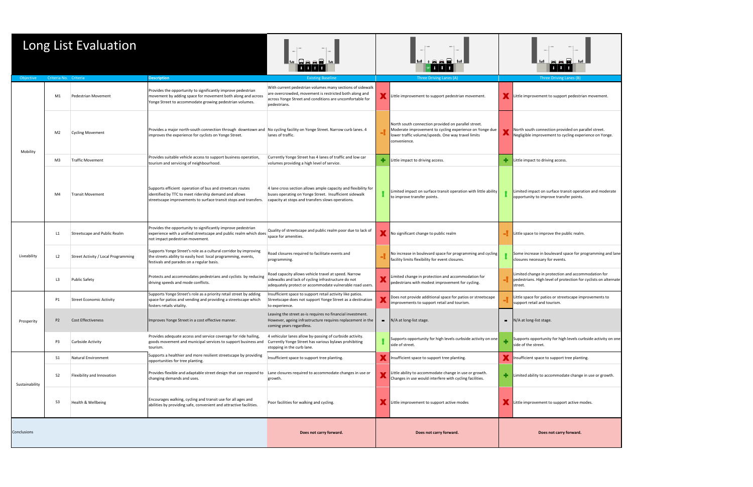# Long List Evaluation

| Objective | Criteria No. | Criteria | Description | Existing Baseline | Three Driving Lanes (A) | Three Driving Lanes (B) |
|---|---|---|---|---|---|---|
| Mobility | M1 | Pedestrian Movement | Provides the opportunity to significantly improve pedestrian movement by adding space for movement both along and across Yonge Street to accommodate growing pedestrian volumes. | With current pedestrian volumes many sections of sidewalk are overcrowded, movement is restricted both along and across Yonge Street and conditions are uncomfortable for pedestrians. | X Little improvement to support pedestrian movement. | X Little improvement to support pedestrian movement. |
| | M2 | Cycling Movement | Provides a major north-south connection through downtown and improves the experience for cyclists on Yonge Street. | No cycling facility on Yonge Street. Narrow curb lanes. 4 lanes of traffic. | -! North south connection provided on parallel street. Moderate improvement to cycling experience on Yonge due lower traffic volume/speeds. One way travel limits convenience. | X North south connection provided on parallel street. Negligible improvement to cycling experience on Yonge. |
| | M3 | Traffic Movement | Provides suitable vehicle access to support business operation, tourism and servicing of neighbourhood. | Currently Yonge Street has 4 lanes of traffic and low car volumes providing a high level of service. | + Little impact to driving access. | + Little impact to driving access. |
| | M4 | Transit Movement | Supports efficient operation of bus and streetcars routes identified by TTC to meet ridership demand and allows streetscape improvements to surface transit stops and transfers. | 4 lane cross section allows ample capacity and flexibility for buses operating on Yonge Street. Insufficient sidewalk capacity at stops and transfers slows operations. | ! Limited impact on surface transit operation with little ability to improve transfer points. | ! Limited impact on surface transit operation and moderate opportunity to improve transfer points. |
| Liveability | L1 | Streetscape and Public Realm | Provides the opportunity to significantly improve pedestrian experience with a unified streetscape and public realm which does not impact pedestrian movement. | Quality of streetscape and public realm poor due to lack of space for amenities. | X No significant change to public realm | -! Little space to improve the public realm. |
| | L2 | Street Activity / Local Programming | Supports Yonge Street's role as a cultural corridor by improving the streets ability to easily host local programming, events, festivals and parades on a regular basis. | Road closures required to facilitate events and programming. | -! No increase in boulevard space for programming and cycling facility limits flexibility for event closures. | ! Some increase in boulevard space for programming and lane closures necessary for events. |
| | L3 | Public Safety | Protects and accommodates pedestrians and cyclists by reducing driving speeds and mode conflicts. | Road capacity allows vehicle travel at speed. Narrow sidewalks and lack of cycling infrastructure do not adequately protect or accommodate vulnerable road users. | X Limited change in protection and accommodation for pedestrians with modest improvement for cycling. | -! Limited change in protection and accommodation for pedestrians. High level of protection for cyclists on alternate street. |
| Prosperity | P1 | Street Economic Activity | Supports Yonge Street's role as a priority retail street by adding space for patios and vending and providing a streetscape which fosters retails vitality. | Insufficient space to support retail activity like patios. Streetscape does not support Yonge Street as a destination to experience. | X Does not provide additional space for patios or streetscape improvements to support retail and tourism. | -! Little space for patios or streetscape improvements to support retail and tourism. |
| | P2 | Cost Effectiveness | Improves Yonge Street in a cost effective manner. | Leaving the street as-is requires no financial investment. However, ageing infrastructure requires replacement in the coming years regardless. | - N/A at long-list stage. | - N/A at long-list stage. |
| | P3 | Curbside Activity | Provides adequate access and service coverage for ride hailing, goods movement and municipal services to support business and tourism. | 4 vehicular lanes allow by-passing of curbside activity. Currently Yonge Street has various bylaws prohibiting stopping in the curb lane. | ! Supports opportunity for high levels curbside activity on one side of street. | + Supports opportunity for high levels curbside activity on one side of the street. |
| Sustainability | S1 | Natural Environment | Supports a healthier and more resilient streetscape by providing opportunities for tree planting. | Insufficient space to support tree planting. | X Insufficient space to support tree planting. | X Insufficient space to support tree planting. |
| | S2 | Flexibility and Innovation | Provides flexible and adaptable street design that can respond to changing demands and uses. | Lane closures required to accommodate changes in use or growth. | X Little ability to accommodate change in use or growth. Changes in use would interfere with cycling facilities. | + Limited ability to accommodate change in use or growth. |
| | S3 | Health & Wellbeing | Encourages walking, cycling and transit use for all ages and abilities by providing safe, convenient and attractive facilities. | Poor facilities for walking and cycling. | X Little improvement to support active modes | X Little improvement to support active modes. |
| Conclusions | | | | **Does not carry forward.** | **Does not carry forward.** | **Does not carry forward.** |